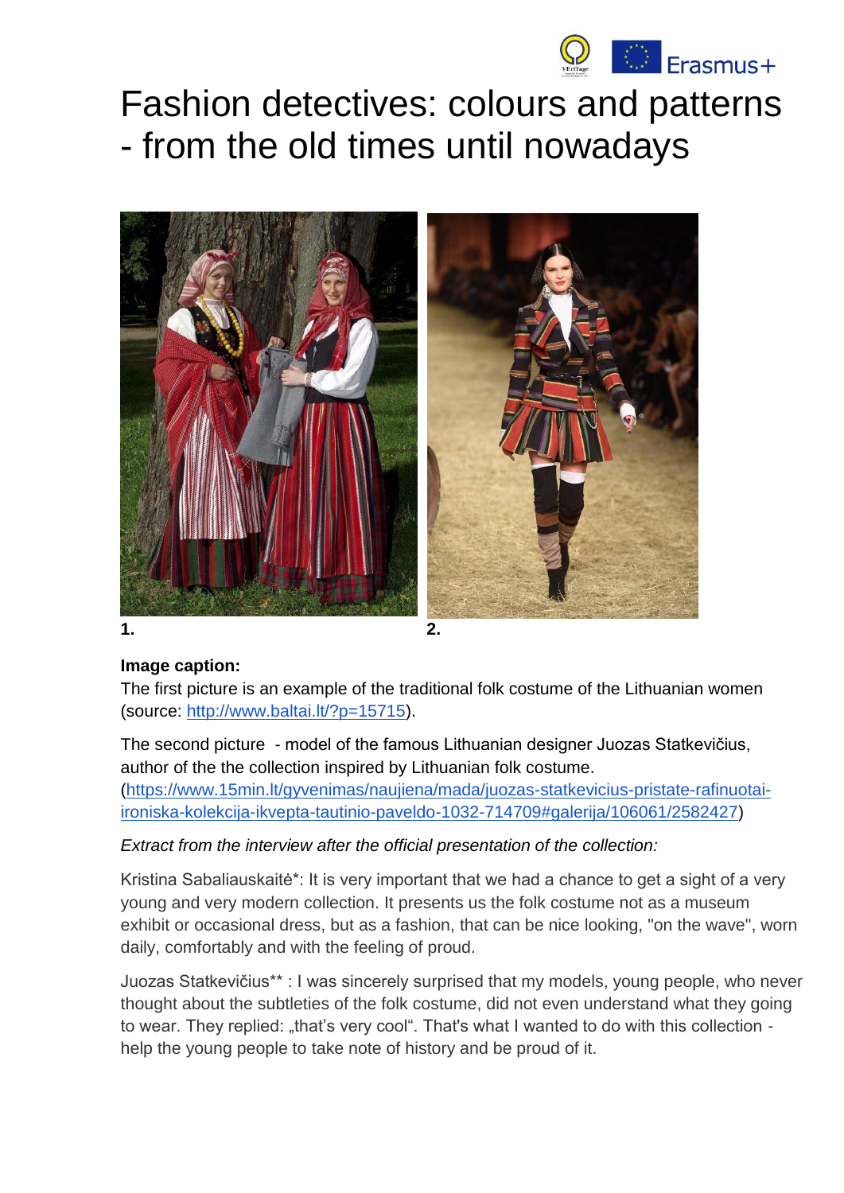# Fashion detectives: colours and patterns - from the old times until nowadays

**1.** **2.**

**Image caption:**

The first picture is an example of the traditional folk costume of the Lithuanian women (source: http://www.baltai.lt/?p=15715).

The second picture - model of the famous Lithuanian designer Juozas Statkevičius, author of the the collection inspired by Lithuanian folk costume. (https://www.15min.lt/gyvenimas/naujiena/mada/juozas-statkevicius-pristate-rafinuotai-ironiska-kolekcija-ikvepta-tautinio-paveldo-1032-714709#galerija/106061/2582427)

*Extract from the interview after the official presentation of the collection:*

Kristina Sabaliauskaitė*: It is very important that we had a chance to get a sight of a very young and very modern collection. It presents us the folk costume not as a museum exhibit or occasional dress, but as a fashion, that can be nice looking, "on the wave", worn daily, comfortably and with the feeling of proud.

Juozas Statkevičius** : I was sincerely surprised that my models, young people, who never thought about the subtleties of the folk costume, did not even understand what they going to wear. They replied: „that's very cool". That's what I wanted to do with this collection - help the young people to take note of history and be proud of it.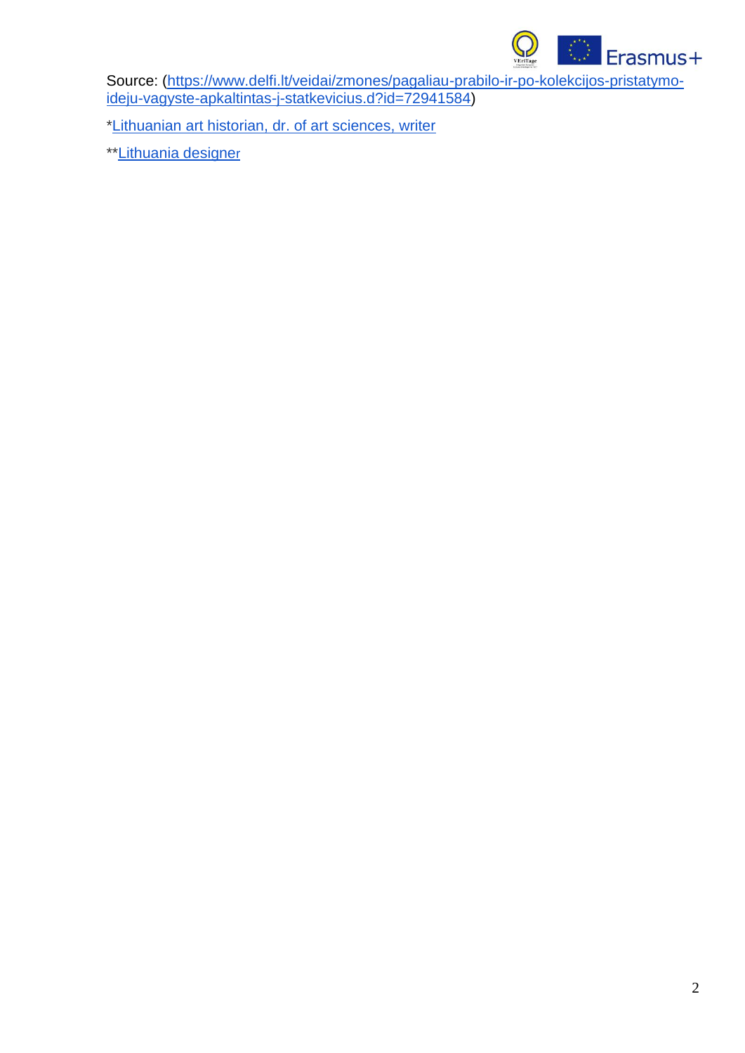Source: ([https://www.delfi.lt/veidai/zmones/pagaliau-prabilo-ir-po-kolekcijos-pristatymo-ideju-vagyste-apkaltintas-j-statkevicius.d?id=72941584](https://www.delfi.lt/veidai/zmones/pagaliau-prabilo-ir-po-kolekcijos-pristatymo-ideju-vagyste-apkaltintas-j-statkevicius.d?id=72941584))

*Lithuanian art historian, dr. of art sciences, writer

**Lithuania designer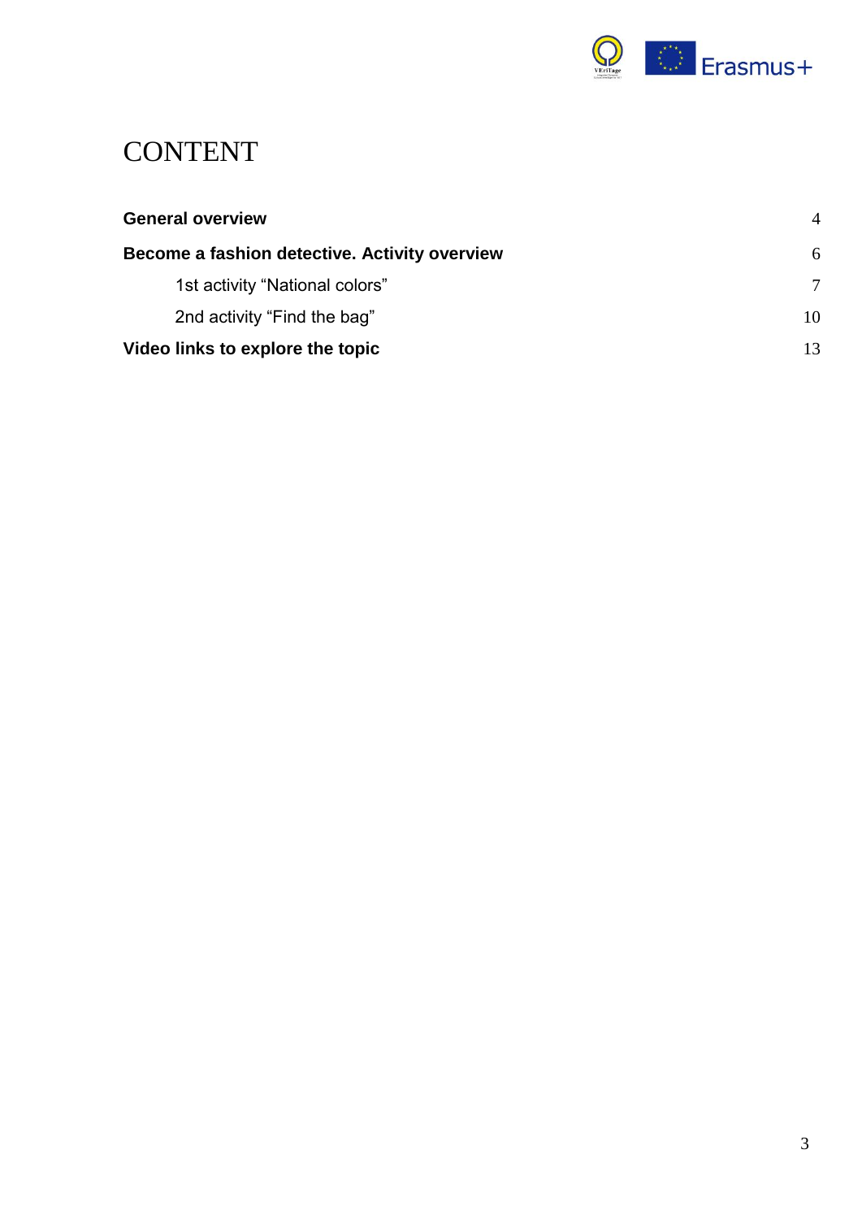# CONTENT

| | |
|---|---|
| **General overview** | 4 |
| **Become a fashion detective. Activity overview** | 6 |
| 1st activity “National colors” | 7 |
| 2nd activity “Find the bag” | 10 |
| **Video links to explore the topic** | 13 |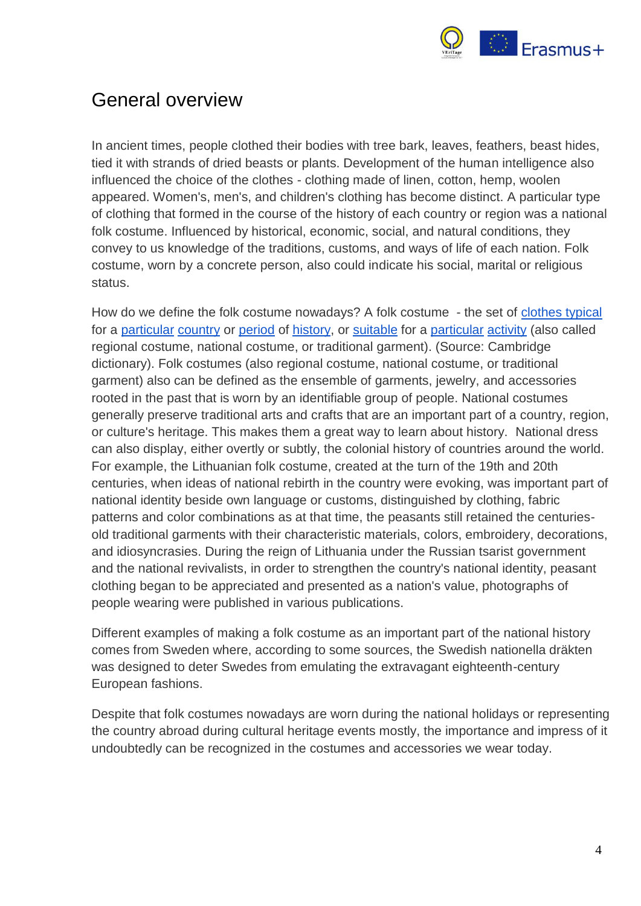## General overview

In ancient times, people clothed their bodies with tree bark, leaves, feathers, beast hides, tied it with strands of dried beasts or plants. Development of the human intelligence also influenced the choice of the clothes - clothing made of linen, cotton, hemp, woolen appeared. Women's, men's, and children's clothing has become distinct. A particular type of clothing that formed in the course of the history of each country or region was a national folk costume. Influenced by historical, economic, social, and natural conditions, they convey to us knowledge of the traditions, customs, and ways of life of each nation. Folk costume, worn by a concrete person, also could indicate his social, marital or religious status.

How do we define the folk costume nowadays? A folk costume - the set of clothes typical for a particular country or period of history, or suitable for a particular activity (also called regional costume, national costume, or traditional garment). (Source: Cambridge dictionary). Folk costumes (also regional costume, national costume, or traditional garment) also can be defined as the ensemble of garments, jewelry, and accessories rooted in the past that is worn by an identifiable group of people. National costumes generally preserve traditional arts and crafts that are an important part of a country, region, or culture's heritage. This makes them a great way to learn about history. National dress can also display, either overtly or subtly, the colonial history of countries around the world. For example, the Lithuanian folk costume, created at the turn of the 19th and 20th centuries, when ideas of national rebirth in the country were evoking, was important part of national identity beside own language or customs, distinguished by clothing, fabric patterns and color combinations as at that time, the peasants still retained the centuries-old traditional garments with their characteristic materials, colors, embroidery, decorations, and idiosyncrasies. During the reign of Lithuania under the Russian tsarist government and the national revivalists, in order to strengthen the country's national identity, peasant clothing began to be appreciated and presented as a nation's value, photographs of people wearing were published in various publications.

Different examples of making a folk costume as an important part of the national history comes from Sweden where, according to some sources, the Swedish nationella dräkten was designed to deter Swedes from emulating the extravagant eighteenth-century European fashions.

Despite that folk costumes nowadays are worn during the national holidays or representing the country abroad during cultural heritage events mostly, the importance and impress of it undoubtedly can be recognized in the costumes and accessories we wear today.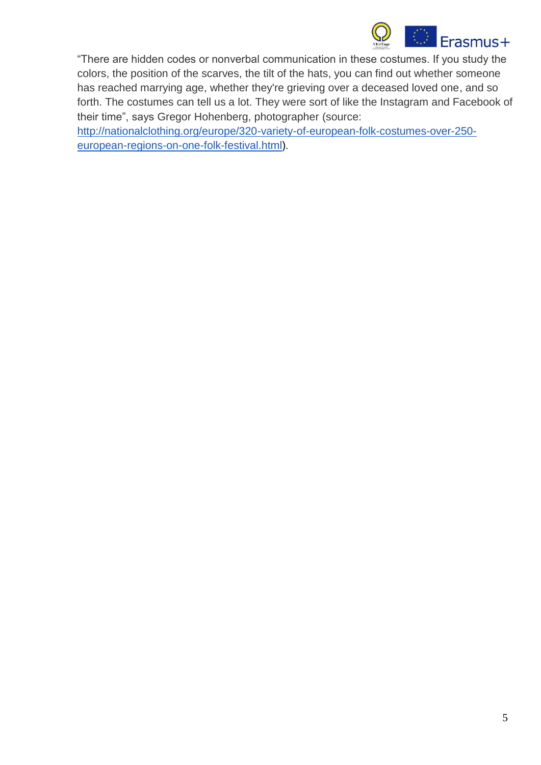“There are hidden codes or nonverbal communication in these costumes. If you study the colors, the position of the scarves, the tilt of the hats, you can find out whether someone has reached marrying age, whether they're grieving over a deceased loved one, and so forth. The costumes can tell us a lot. They were sort of like the Instagram and Facebook of their time”, says Gregor Hohenberg, photographer (source: [http://nationalclothing.org/europe/320-variety-of-european-folk-costumes-over-250-european-regions-on-one-folk-festival.html](http://nationalclothing.org/europe/320-variety-of-european-folk-costumes-over-250-european-regions-on-one-folk-festival.html)).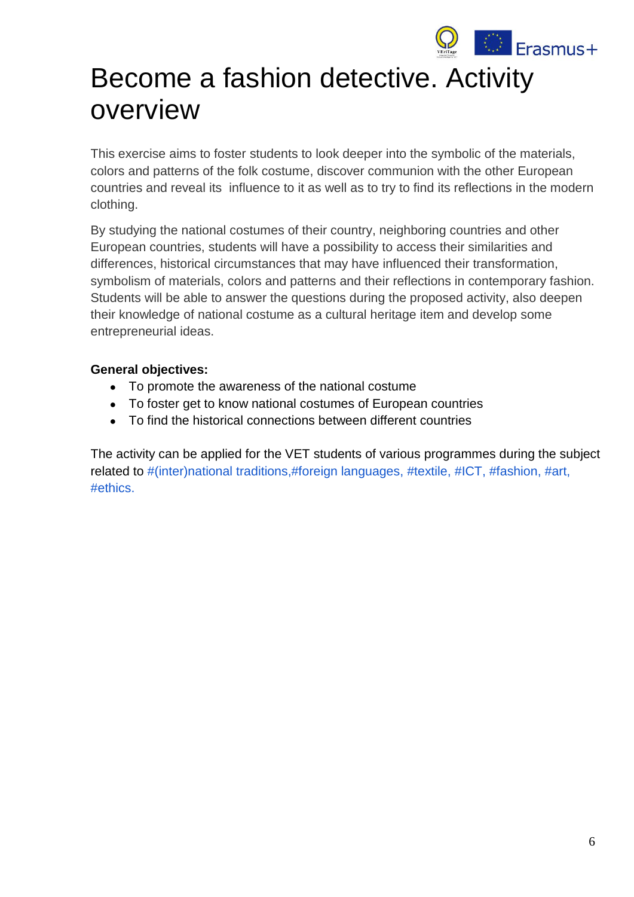# Become a fashion detective. Activity overview

This exercise aims to foster students to look deeper into the symbolic of the materials, colors and patterns of the folk costume, discover communion with the other European countries and reveal its influence to it as well as to try to find its reflections in the modern clothing.

By studying the national costumes of their country, neighboring countries and other European countries, students will have a possibility to access their similarities and differences, historical circumstances that may have influenced their transformation, symbolism of materials, colors and patterns and their reflections in contemporary fashion. Students will be able to answer the questions during the proposed activity, also deepen their knowledge of national costume as a cultural heritage item and develop some entrepreneurial ideas.

**General objectives:**

- To promote the awareness of the national costume
- To foster get to know national costumes of European countries
- To find the historical connections between different countries

The activity can be applied for the VET students of various programmes during the subject related to #(inter)national traditions,#foreign languages, #textile, #ICT, #fashion, #art, #ethics.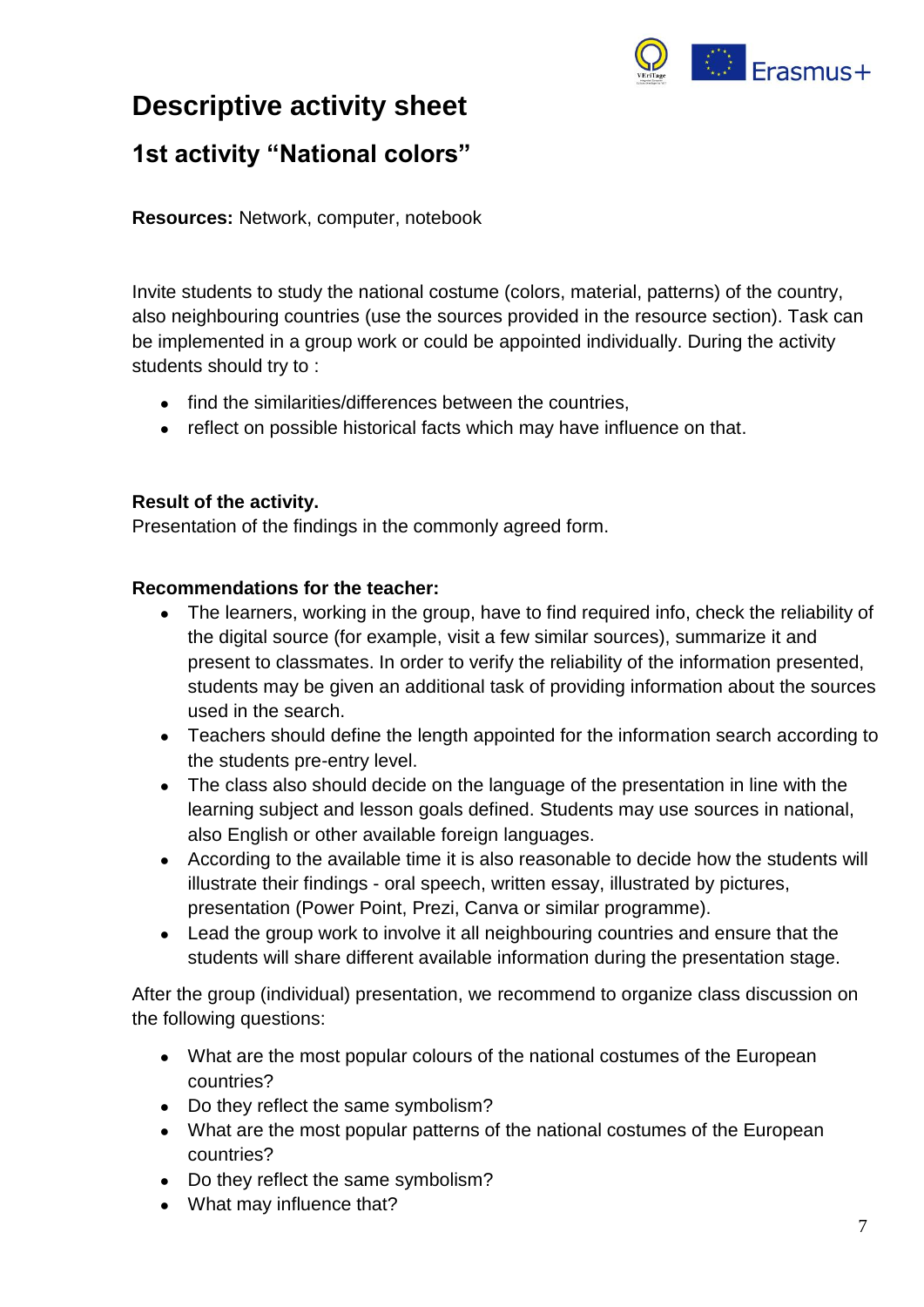# Descriptive activity sheet

## 1st activity "National colors"

**Resources:** Network, computer, notebook

Invite students to study the national costume (colors, material, patterns) of the country, also neighbouring countries (use the sources provided in the resource section). Task can be implemented in a group work or could be appointed individually. During the activity students should try to :

- find the similarities/differences between the countries,
- reflect on possible historical facts which may have influence on that.

**Result of the activity.**
Presentation of the findings in the commonly agreed form.

**Recommendations for the teacher:**

- The learners, working in the group, have to find required info, check the reliability of the digital source (for example, visit a few similar sources), summarize it and present to classmates. In order to verify the reliability of the information presented, students may be given an additional task of providing information about the sources used in the search.
- Teachers should define the length appointed for the information search according to the students pre-entry level.
- The class also should decide on the language of the presentation in line with the learning subject and lesson goals defined. Students may use sources in national, also English or other available foreign languages.
- According to the available time it is also reasonable to decide how the students will illustrate their findings - oral speech, written essay, illustrated by pictures, presentation (Power Point, Prezi, Canva or similar programme).
- Lead the group work to involve it all neighbouring countries and ensure that the students will share different available information during the presentation stage.

After the group (individual) presentation, we recommend to organize class discussion on the following questions:

- What are the most popular colours of the national costumes of the European countries?
- Do they reflect the same symbolism?
- What are the most popular patterns of the national costumes of the European countries?
- Do they reflect the same symbolism?
- What may influence that?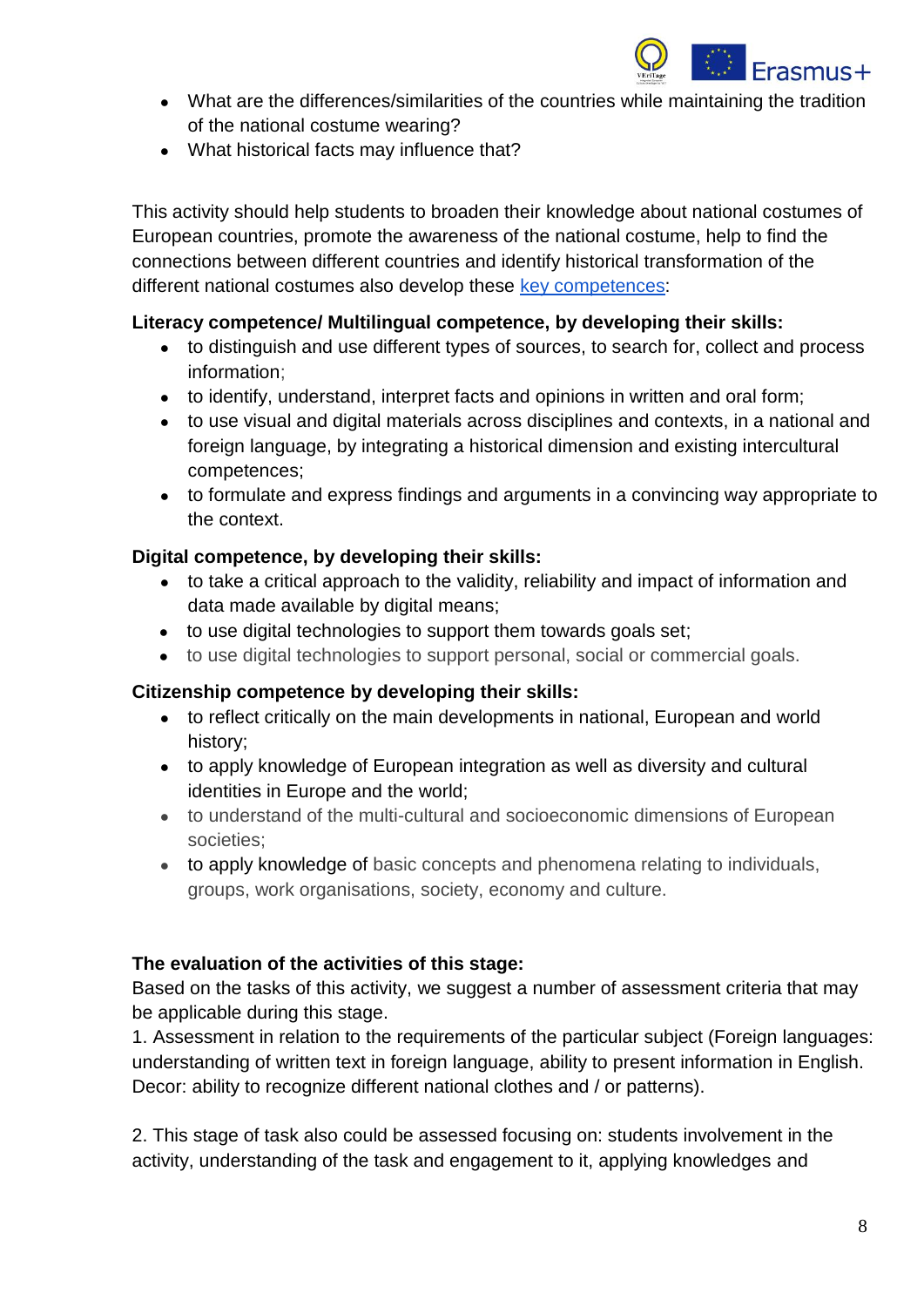- What are the differences/similarities of the countries while maintaining the tradition of the national costume wearing?
- What historical facts may influence that?

This activity should help students to broaden their knowledge about national costumes of European countries, promote the awareness of the national costume, help to find the connections between different countries and identify historical transformation of the different national costumes also develop these key competences:

**Literacy competence/ Multilingual competence, by developing their skills:**

- to distinguish and use different types of sources, to search for, collect and process information;
- to identify, understand, interpret facts and opinions in written and oral form;
- to use visual and digital materials across disciplines and contexts, in a national and foreign language, by integrating a historical dimension and existing intercultural competences;
- to formulate and express findings and arguments in a convincing way appropriate to the context.

**Digital competence, by developing their skills:**

- to take a critical approach to the validity, reliability and impact of information and data made available by digital means;
- to use digital technologies to support them towards goals set;
- to use digital technologies to support personal, social or commercial goals.

**Citizenship competence by developing their skills:**

- to reflect critically on the main developments in national, European and world history;
- to apply knowledge of European integration as well as diversity and cultural identities in Europe and the world;
- to understand of the multi-cultural and socioeconomic dimensions of European societies;
- to apply knowledge of basic concepts and phenomena relating to individuals, groups, work organisations, society, economy and culture.

**The evaluation of the activities of this stage:**

Based on the tasks of this activity, we suggest a number of assessment criteria that may be applicable during this stage.

1. Assessment in relation to the requirements of the particular subject (Foreign languages: understanding of written text in foreign language, ability to present information in English. Decor: ability to recognize different national clothes and / or patterns).

2. This stage of task also could be assessed focusing on: students involvement in the activity, understanding of the task and engagement to it, applying knowledges and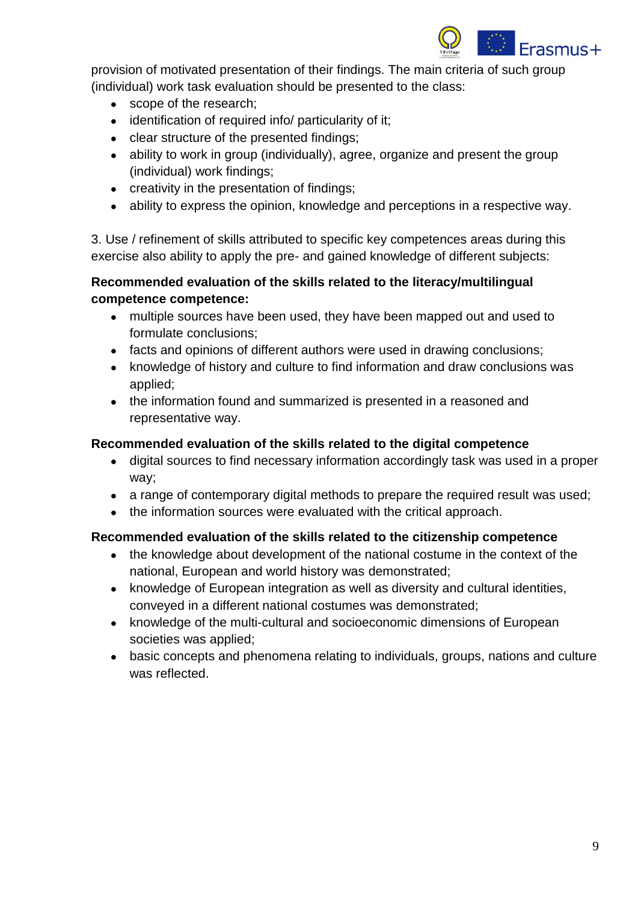provision of motivated presentation of their findings. The main criteria of such group (individual) work task evaluation should be presented to the class:

- scope of the research;
- identification of required info/ particularity of it;
- clear structure of the presented findings;
- ability to work in group (individually), agree, organize and present the group (individual) work findings;
- creativity in the presentation of findings;
- ability to express the opinion, knowledge and perceptions in a respective way.

3. Use / refinement of skills attributed to specific key competences areas during this exercise also ability to apply the pre- and gained knowledge of different subjects:

**Recommended evaluation of the skills related to the literacy/multilingual competence competence:**

- multiple sources have been used, they have been mapped out and used to formulate conclusions;
- facts and opinions of different authors were used in drawing conclusions;
- knowledge of history and culture to find information and draw conclusions was applied;
- the information found and summarized is presented in a reasoned and representative way.

**Recommended evaluation of the skills related to the digital competence**

- digital sources to find necessary information accordingly task was used in a proper way;
- a range of contemporary digital methods to prepare the required result was used;
- the information sources were evaluated with the critical approach.

**Recommended evaluation of the skills related to the citizenship competence**

- the knowledge about development of the national costume in the context of the national, European and world history was demonstrated;
- knowledge of European integration as well as diversity and cultural identities, conveyed in a different national costumes was demonstrated;
- knowledge of the multi-cultural and socioeconomic dimensions of European societies was applied;
- basic concepts and phenomena relating to individuals, groups, nations and culture was reflected.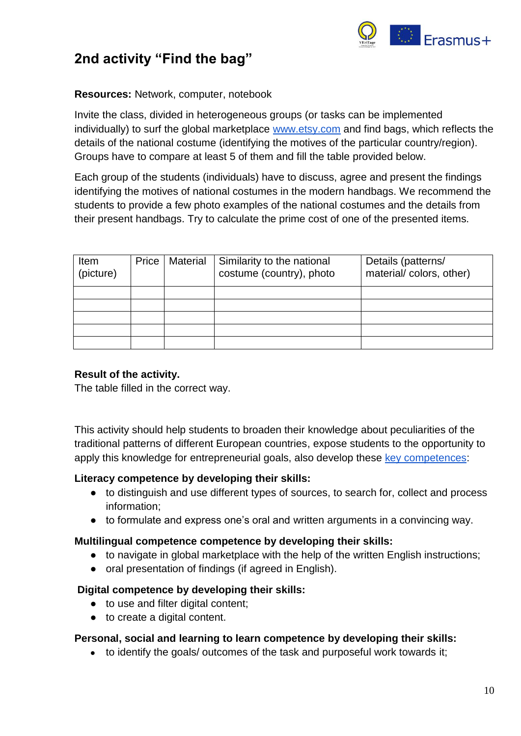## 2nd activity "Find the bag"

**Resources:** Network, computer, notebook

Invite the class, divided in heterogeneous groups (or tasks can be implemented individually) to surf the global marketplace [www.etsy.com](www.etsy.com) and find bags, which reflects the details of the national costume (identifying the motives of the particular country/region). Groups have to compare at least 5 of them and fill the table provided below.

Each group of the students (individuals) have to discuss, agree and present the findings identifying the motives of national costumes in the modern handbags. We recommend the students to provide a few photo examples of the national costumes and the details from their present handbags. Try to calculate the prime cost of one of the presented items.

| Item (picture) | Price | Material | Similarity to the national costume (country), photo | Details (patterns/ material/ colors, other) |
|---|---|---|---|---|
| | | | | |
| | | | | |
| | | | | |
| | | | | |
| | | | | |

**Result of the activity.**
The table filled in the correct way.

This activity should help students to broaden their knowledge about peculiarities of the traditional patterns of different European countries, expose students to the opportunity to apply this knowledge for entrepreneurial goals, also develop these key competences:

**Literacy competence by developing their skills:**

- to distinguish and use different types of sources, to search for, collect and process information;
- to formulate and express one's oral and written arguments in a convincing way.

**Multilingual competence competence by developing their skills:**

- to navigate in global marketplace with the help of the written English instructions;
- oral presentation of findings (if agreed in English).

**Digital competence by developing their skills:**

- to use and filter digital content;
- to create a digital content.

**Personal, social and learning to learn competence by developing their skills:**

- to identify the goals/ outcomes of the task and purposeful work towards it;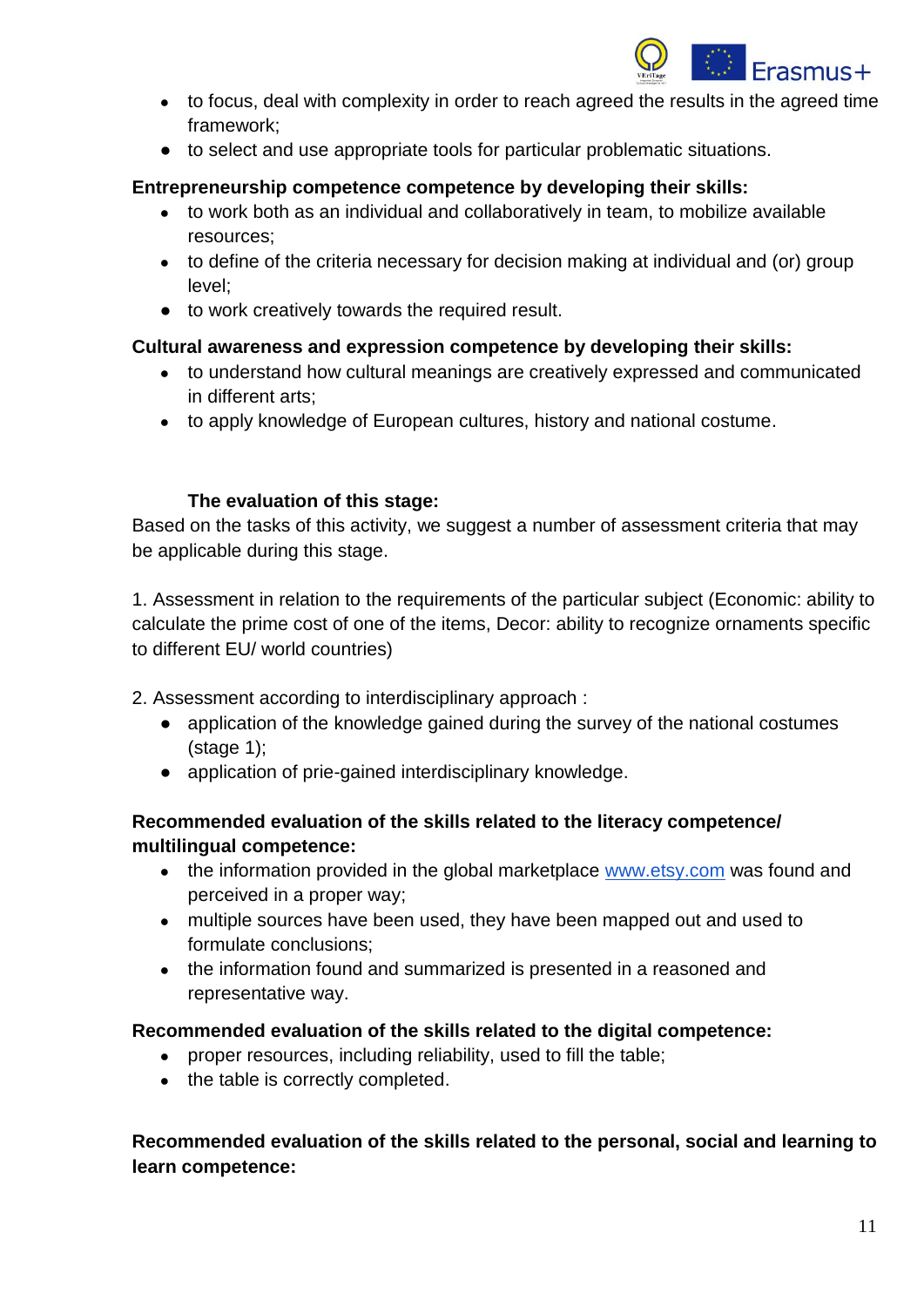- to focus, deal with complexity in order to reach agreed the results in the agreed time framework;
- to select and use appropriate tools for particular problematic situations.

**Entrepreneurship competence competence by developing their skills:**

- to work both as an individual and collaboratively in team, to mobilize available resources;
- to define of the criteria necessary for decision making at individual and (or) group level;
- to work creatively towards the required result.

**Cultural awareness and expression competence by developing their skills:**

- to understand how cultural meanings are creatively expressed and communicated in different arts;
- to apply knowledge of European cultures, history and national costume.

**The evaluation of this stage:**

Based on the tasks of this activity, we suggest a number of assessment criteria that may be applicable during this stage.

1. Assessment in relation to the requirements of the particular subject (Economic: ability to calculate the prime cost of one of the items, Decor: ability to recognize ornaments specific to different EU/ world countries)

2. Assessment according to interdisciplinary approach :

- application of the knowledge gained during the survey of the national costumes (stage 1);
- application of prie-gained interdisciplinary knowledge.

**Recommended evaluation of the skills related to the literacy competence/ multilingual competence:**

- the information provided in the global marketplace [www.etsy.com](www.etsy.com) was found and perceived in a proper way;
- multiple sources have been used, they have been mapped out and used to formulate conclusions;
- the information found and summarized is presented in a reasoned and representative way.

**Recommended evaluation of the skills related to the digital competence:**

- proper resources, including reliability, used to fill the table;
- the table is correctly completed.

**Recommended evaluation of the skills related to the personal, social and learning to learn competence:**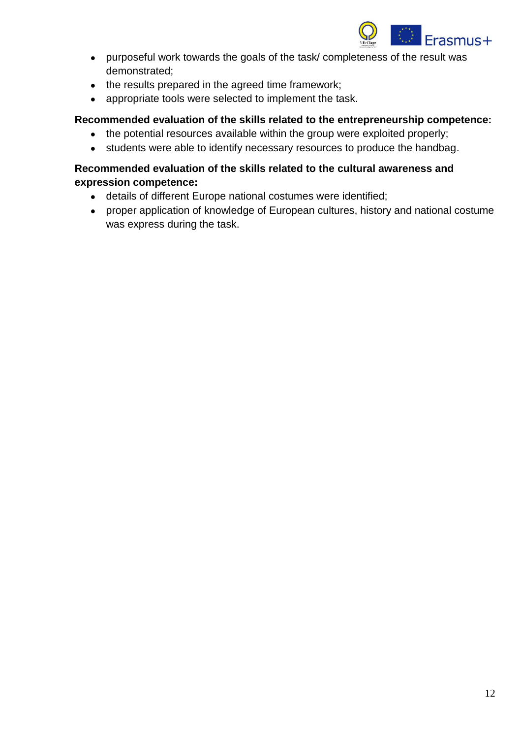- purposeful work towards the goals of the task/ completeness of the result was demonstrated;
- the results prepared in the agreed time framework;
- appropriate tools were selected to implement the task.

**Recommended evaluation of the skills related to the entrepreneurship competence:**

- the potential resources available within the group were exploited properly;
- students were able to identify necessary resources to produce the handbag.

**Recommended evaluation of the skills related to the cultural awareness and expression competence:**

- details of different Europe national costumes were identified;
- proper application of knowledge of European cultures, history and national costume was express during the task.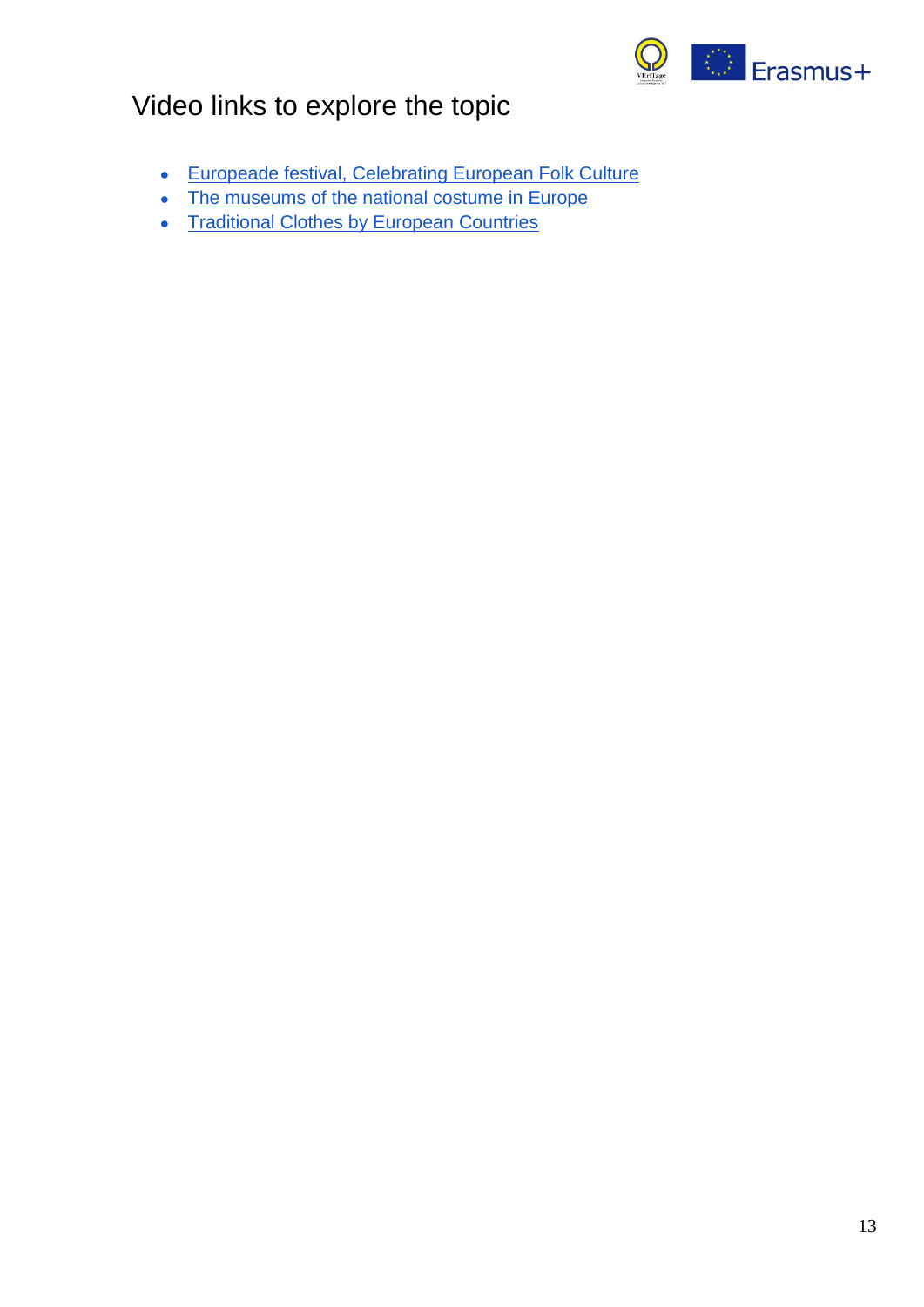## Video links to explore the topic

- Europeade festival, Celebrating European Folk Culture
- The museums of the national costume in Europe
- Traditional Clothes by European Countries